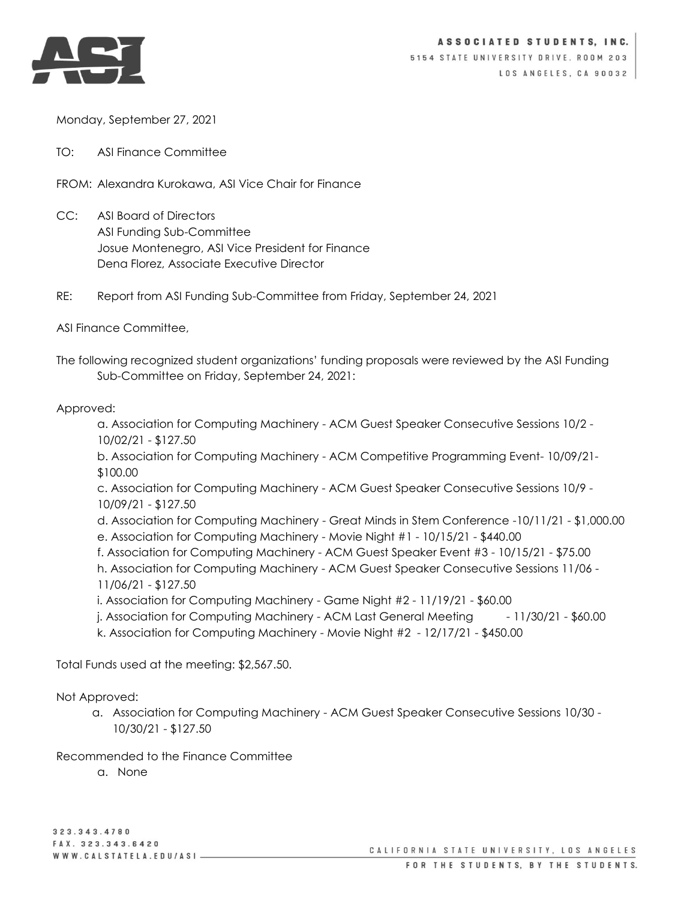**ASSOCIATED STUDENTS, INC.**
5154 STATE UNIVERSITY DRIVE. ROOM 203
LOS ANGELES, CA 90032

Monday, September 27, 2021

TO: ASI Finance Committee

FROM: Alexandra Kurokawa, ASI Vice Chair for Finance

CC: ASI Board of Directors
ASI Funding Sub-Committee
Josue Montenegro, ASI Vice President for Finance
Dena Florez, Associate Executive Director

RE: Report from ASI Funding Sub-Committee from Friday, September 24, 2021

ASI Finance Committee,

The following recognized student organizations' funding proposals were reviewed by the ASI Funding Sub-Committee on Friday, September 24, 2021:

Approved:

a. Association for Computing Machinery - ACM Guest Speaker Consecutive Sessions 10/2 - 10/02/21 - $127.50
b. Association for Computing Machinery - ACM Competitive Programming Event- 10/09/21- $100.00
c. Association for Computing Machinery - ACM Guest Speaker Consecutive Sessions 10/9 - 10/09/21 - $127.50
d. Association for Computing Machinery - Great Minds in Stem Conference -10/11/21 - $1,000.00
e. Association for Computing Machinery - Movie Night #1 - 10/15/21 - $440.00
f. Association for Computing Machinery - ACM Guest Speaker Event #3 - 10/15/21 - $75.00
h. Association for Computing Machinery - ACM Guest Speaker Consecutive Sessions 11/06 - 11/06/21 - $127.50
i. Association for Computing Machinery - Game Night #2 - 11/19/21 - $60.00
j. Association for Computing Machinery - ACM Last General Meeting - 11/30/21 - $60.00
k. Association for Computing Machinery - Movie Night #2 - 12/17/21 - $450.00

Total Funds used at the meeting: $2,567.50.

Not Approved:

a. Association for Computing Machinery - ACM Guest Speaker Consecutive Sessions 10/30 - 10/30/21 - $127.50

Recommended to the Finance Committee

a. None

323.343.4780
FAX. 323.343.6420
WWW.CALSTATELA.EDU/ASI

CALIFORNIA STATE UNIVERSITY, LOS ANGELES
FOR THE STUDENTS, BY THE STUDENTS.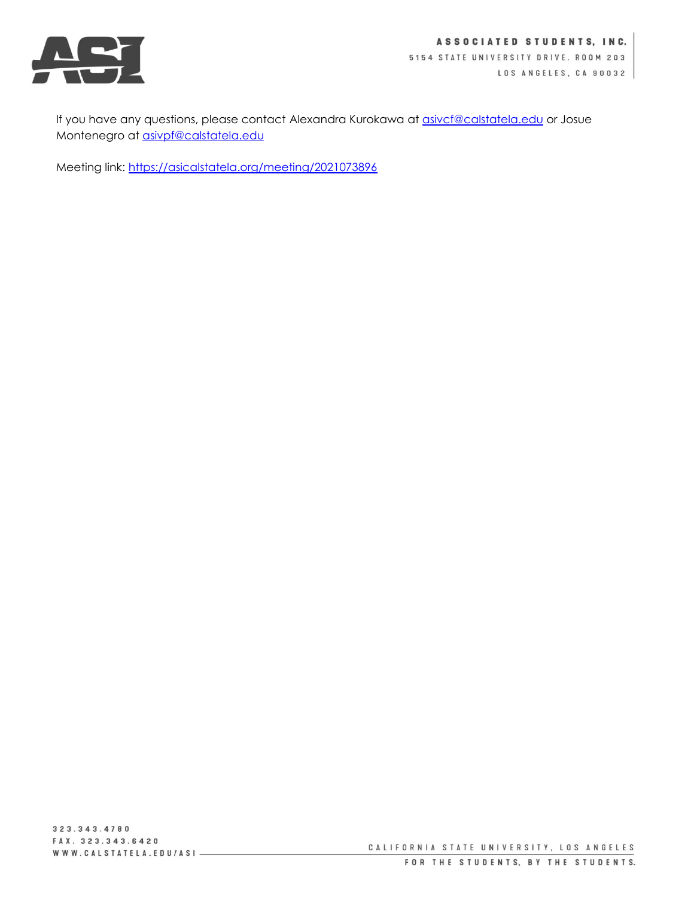If you have any questions, please contact Alexandra Kurokawa at asivcf@calstatela.edu or Josue Montenegro at asivpf@calstatela.edu

Meeting link: https://asicalstatela.org/meeting/2021073896